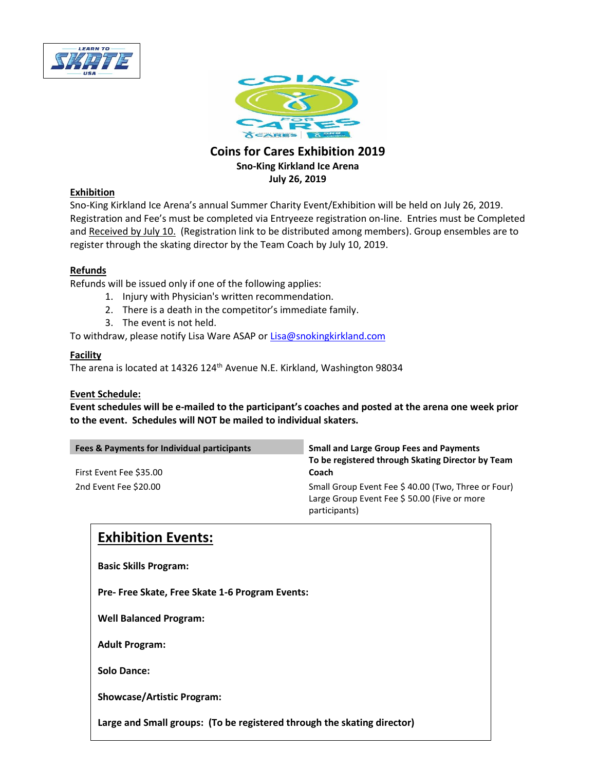# Coins for Cares Exhibition 2019

**Sno-King Kirkland Ice Arena**
**July 26, 2019**

## Exhibition

Sno-King Kirkland Ice Arena's annual Summer Charity Event/Exhibition will be held on July 26, 2019. Registration and Fee's must be completed via Entryeeze registration on-line. Entries must be Completed and Received by July 10. (Registration link to be distributed among members). Group ensembles are to register through the skating director by the Team Coach by July 10, 2019.

## Refunds

Refunds will be issued only if one of the following applies:

1. Injury with Physician's written recommendation.
2. There is a death in the competitor's immediate family.
3. The event is not held.

To withdraw, please notify Lisa Ware ASAP or Lisa@snokingkirkland.com

## Facility

The arena is located at 14326 124th Avenue N.E. Kirkland, Washington 98034

## Event Schedule:

**Event schedules will be e-mailed to the participant's coaches and posted at the arena one week prior to the event. Schedules will NOT be mailed to individual skaters.**

| Fees & Payments for Individual participants | Small and Large Group Fees and Payments To be registered through Skating Director by Team Coach |
|---|---|
| First Event Fee $35.00 | Small Group Event Fee $ 40.00 (Two, Three or Four) |
| 2nd Event Fee $20.00 | Large Group Event Fee $ 50.00 (Five or more participants) |

## Exhibition Events:

**Basic Skills Program:**

**Pre- Free Skate, Free Skate 1-6 Program Events:**

**Well Balanced Program:**

**Adult Program:**

**Solo Dance:**

**Showcase/Artistic Program:**

**Large and Small groups: (To be registered through the skating director)**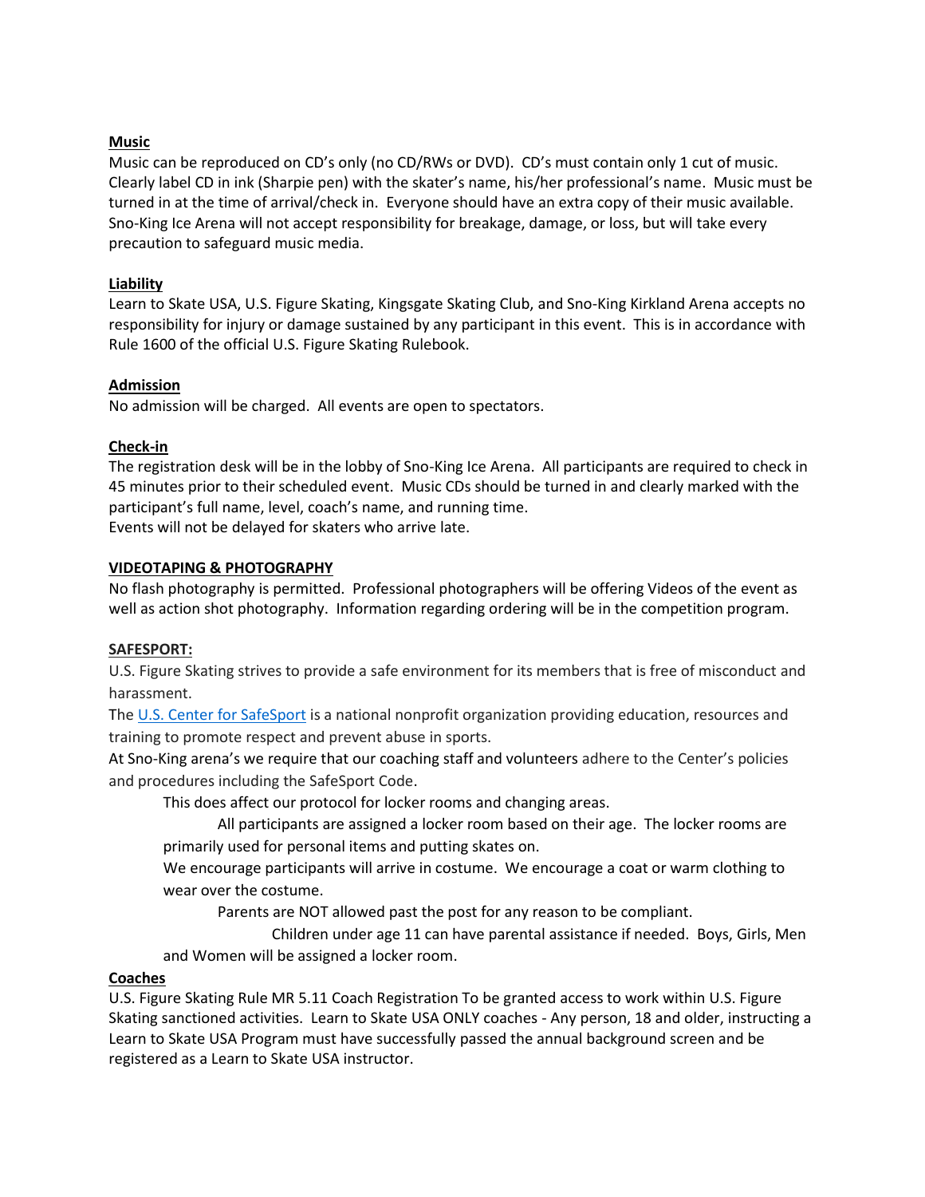**Music**

Music can be reproduced on CD's only (no CD/RWs or DVD). CD's must contain only 1 cut of music. Clearly label CD in ink (Sharpie pen) with the skater's name, his/her professional's name. Music must be turned in at the time of arrival/check in. Everyone should have an extra copy of their music available. Sno-King Ice Arena will not accept responsibility for breakage, damage, or loss, but will take every precaution to safeguard music media.

**Liability**

Learn to Skate USA, U.S. Figure Skating, Kingsgate Skating Club, and Sno-King Kirkland Arena accepts no responsibility for injury or damage sustained by any participant in this event. This is in accordance with Rule 1600 of the official U.S. Figure Skating Rulebook.

**Admission**

No admission will be charged. All events are open to spectators.

**Check-in**

The registration desk will be in the lobby of Sno-King Ice Arena. All participants are required to check in 45 minutes prior to their scheduled event. Music CDs should be turned in and clearly marked with the participant's full name, level, coach's name, and running time.
Events will not be delayed for skaters who arrive late.

**VIDEOTAPING & PHOTOGRAPHY**

No flash photography is permitted. Professional photographers will be offering Videos of the event as well as action shot photography. Information regarding ordering will be in the competition program.

**SAFESPORT:**

U.S. Figure Skating strives to provide a safe environment for its members that is free of misconduct and harassment.
The [U.S. Center for SafeSport] is a national nonprofit organization providing education, resources and training to promote respect and prevent abuse in sports.
At Sno-King arena's we require that our coaching staff and volunteers adhere to the Center's policies and procedures including the SafeSport Code.

This does affect our protocol for locker rooms and changing areas.

All participants are assigned a locker room based on their age. The locker rooms are primarily used for personal items and putting skates on.

We encourage participants will arrive in costume. We encourage a coat or warm clothing to wear over the costume.

Parents are NOT allowed past the post for any reason to be compliant.

Children under age 11 can have parental assistance if needed. Boys, Girls, Men and Women will be assigned a locker room.

**Coaches**

U.S. Figure Skating Rule MR 5.11 Coach Registration To be granted access to work within U.S. Figure Skating sanctioned activities. Learn to Skate USA ONLY coaches - Any person, 18 and older, instructing a Learn to Skate USA Program must have successfully passed the annual background screen and be registered as a Learn to Skate USA instructor.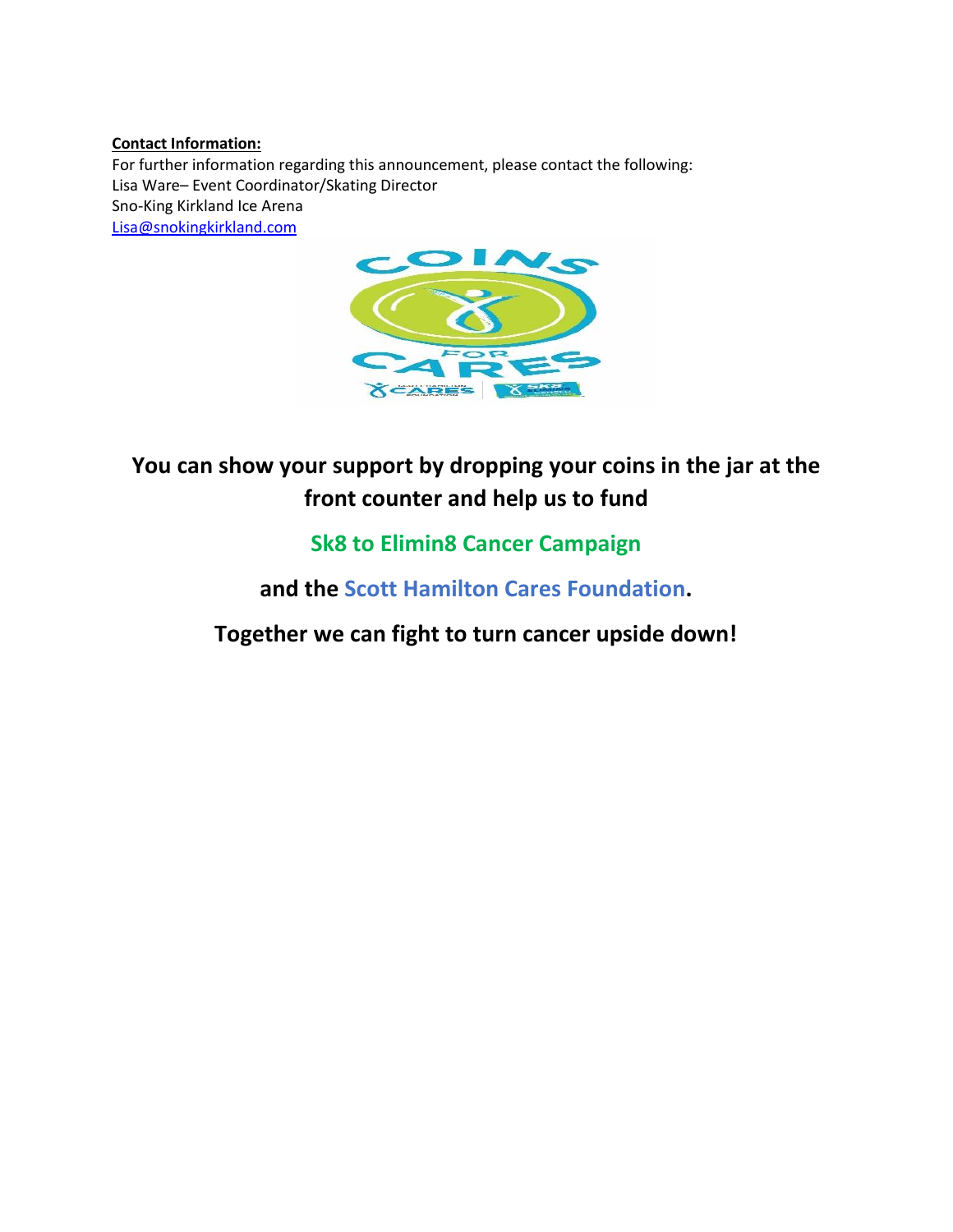**Contact Information:**

For further information regarding this announcement, please contact the following:
Lisa Ware– Event Coordinator/Skating Director
Sno-King Kirkland Ice Arena
Lisa@snokingkirkland.com

**You can show your support by dropping your coins in the jar at the front counter and help us to fund**

**Sk8 to Elimin8 Cancer Campaign**

**and the Scott Hamilton Cares Foundation.**

**Together we can fight to turn cancer upside down!**